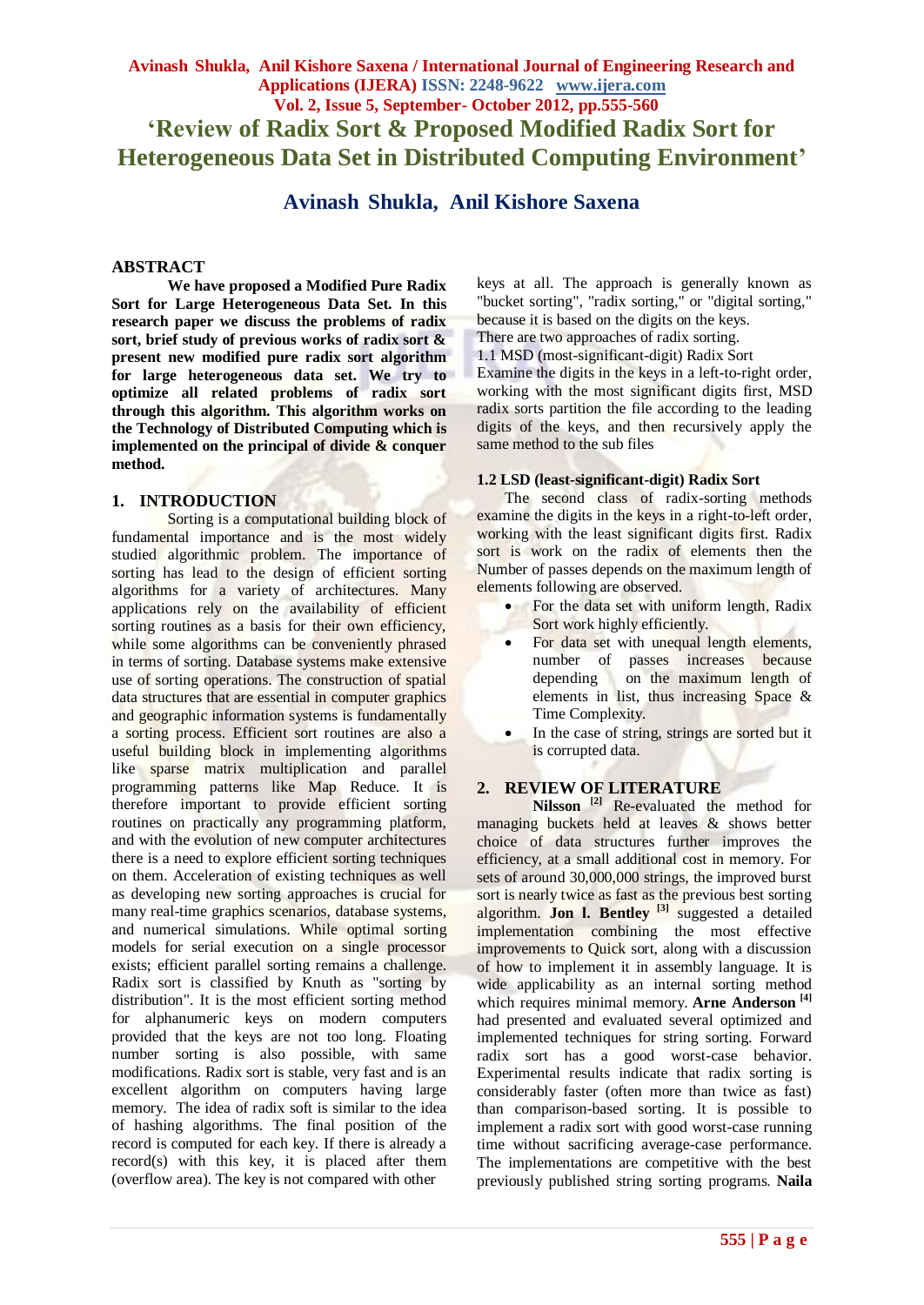# 'Review of Radix Sort & Proposed Modified Radix Sort for Heterogeneous Data Set in Distributed Computing Environment'

## Avinash Shukla, Anil Kishore Saxena

## ABSTRACT

**We have proposed a Modified Pure Radix Sort for Large Heterogeneous Data Set. In this research paper we discuss the problems of radix sort, brief study of previous works of radix sort & present new modified pure radix sort algorithm for large heterogeneous data set. We try to optimize all related problems of radix sort through this algorithm. This algorithm works on the Technology of Distributed Computing which is implemented on the principal of divide & conquer method.**

## 1. INTRODUCTION

Sorting is a computational building block of fundamental importance and is the most widely studied algorithmic problem. The importance of sorting has lead to the design of efficient sorting algorithms for a variety of architectures. Many applications rely on the availability of efficient sorting routines as a basis for their own efficiency, while some algorithms can be conveniently phrased in terms of sorting. Database systems make extensive use of sorting operations. The construction of spatial data structures that are essential in computer graphics and geographic information systems is fundamentally a sorting process. Efficient sort routines are also a useful building block in implementing algorithms like sparse matrix multiplication and parallel programming patterns like Map Reduce. It is therefore important to provide efficient sorting routines on practically any programming platform, and with the evolution of new computer architectures there is a need to explore efficient sorting techniques on them. Acceleration of existing techniques as well as developing new sorting approaches is crucial for many real-time graphics scenarios, database systems, and numerical simulations. While optimal sorting models for serial execution on a single processor exists; efficient parallel sorting remains a challenge. Radix sort is classified by Knuth as "sorting by distribution". It is the most efficient sorting method for alphanumeric keys on modern computers provided that the keys are not too long. Floating number sorting is also possible, with same modifications. Radix sort is stable, very fast and is an excellent algorithm on computers having large memory. The idea of radix soft is similar to the idea of hashing algorithms. The final position of the record is computed for each key. If there is already a record(s) with this key, it is placed after them (overflow area). The key is not compared with other keys at all. The approach is generally known as "bucket sorting", "radix sorting," or "digital sorting," because it is based on the digits on the keys.

There are two approaches of radix sorting.

1.1 MSD (most-significant-digit) Radix Sort

Examine the digits in the keys in a left-to-right order, working with the most significant digits first, MSD radix sorts partition the file according to the leading digits of the keys, and then recursively apply the same method to the sub files

### 1.2 LSD (least-significant-digit) Radix Sort

The second class of radix-sorting methods examine the digits in the keys in a right-to-left order, working with the least significant digits first. Radix sort is work on the radix of elements then the Number of passes depends on the maximum length of elements following are observed.

- For the data set with uniform length, Radix Sort work highly efficiently.
- For data set with unequal length elements, number of passes increases because depending on the maximum length of elements in list, thus increasing Space & Time Complexity.
- In the case of string, strings are sorted but it is corrupted data.

## 2. REVIEW OF LITERATURE

**Nilsson** [2] Re-evaluated the method for managing buckets held at leaves & shows better choice of data structures further improves the efficiency, at a small additional cost in memory. For sets of around 30,000,000 strings, the improved burst sort is nearly twice as fast as the previous best sorting algorithm. **Jon l. Bentley** [3] suggested a detailed implementation combining the most effective improvements to Quick sort, along with a discussion of how to implement it in assembly language. It is wide applicability as an internal sorting method which requires minimal memory. **Arne Anderson** [4] had presented and evaluated several optimized and implemented techniques for string sorting. Forward radix sort has a good worst-case behavior. Experimental results indicate that radix sorting is considerably faster (often more than twice as fast) than comparison-based sorting. It is possible to implement a radix sort with good worst-case running time without sacrificing average-case performance. The implementations are competitive with the best previously published string sorting programs. **Naila**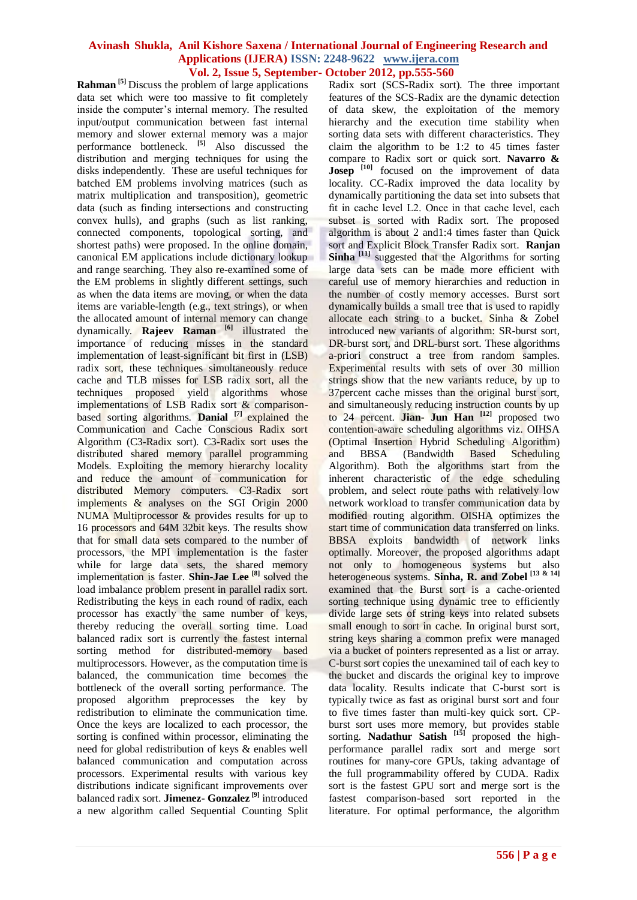**Rahman** [5] Discuss the problem of large applications data set which were too massive to fit completely inside the computer's internal memory. The resulted input/output communication between fast internal memory and slower external memory was a major performance bottleneck. [5] Also discussed the distribution and merging techniques for using the disks independently. These are useful techniques for batched EM problems involving matrices (such as matrix multiplication and transposition), geometric data (such as finding intersections and constructing convex hulls), and graphs (such as list ranking, connected components, topological sorting, and shortest paths) were proposed. In the online domain, canonical EM applications include dictionary lookup and range searching. They also re-examined some of the EM problems in slightly different settings, such as when the data items are moving, or when the data items are variable-length (e.g., text strings), or when the allocated amount of internal memory can change dynamically. **Rajeev Raman** [6] illustrated the importance of reducing misses in the standard implementation of least-significant bit first in (LSB) radix sort, these techniques simultaneously reduce cache and TLB misses for LSB radix sort, all the techniques proposed yield algorithms whose implementations of LSB Radix sort & comparison-based sorting algorithms. **Danial** [7] explained the Communication and Cache Conscious Radix sort Algorithm (C3-Radix sort). C3-Radix sort uses the distributed shared memory parallel programming Models. Exploiting the memory hierarchy locality and reduce the amount of communication for distributed Memory computers. C3-Radix sort implements & analyses on the SGI Origin 2000 NUMA Multiprocessor & provides results for up to 16 processors and 64M 32bit keys. The results show that for small data sets compared to the number of processors, the MPI implementation is the faster while for large data sets, the shared memory implementation is faster. **Shin-Jae Lee** [8] solved the load imbalance problem present in parallel radix sort. Redistributing the keys in each round of radix, each processor has exactly the same number of keys, thereby reducing the overall sorting time. Load balanced radix sort is currently the fastest internal sorting method for distributed-memory based multiprocessors. However, as the computation time is balanced, the communication time becomes the bottleneck of the overall sorting performance. The proposed algorithm preprocesses the key by redistribution to eliminate the communication time. Once the keys are localized to each processor, the sorting is confined within processor, eliminating the need for global redistribution of keys & enables well balanced communication and computation across processors. Experimental results with various key distributions indicate significant improvements over balanced radix sort. **Jimenez- Gonzalez** [9] introduced a new algorithm called Sequential Counting Split Radix sort (SCS-Radix sort). The three important features of the SCS-Radix are the dynamic detection of data skew, the exploitation of the memory hierarchy and the execution time stability when sorting data sets with different characteristics. They claim the algorithm to be 1:2 to 45 times faster compare to Radix sort or quick sort. **Navarro & Josep** [10] focused on the improvement of data locality. CC-Radix improved the data locality by dynamically partitioning the data set into subsets that fit in cache level L2. Once in that cache level, each subset is sorted with Radix sort. The proposed algorithm is about 2 and1:4 times faster than Quick sort and Explicit Block Transfer Radix sort. **Ranjan Sinha** [11] suggested that the Algorithms for sorting large data sets can be made more efficient with careful use of memory hierarchies and reduction in the number of costly memory accesses. Burst sort dynamically builds a small tree that is used to rapidly allocate each string to a bucket. Sinha & Zobel introduced new variants of algorithm: SR-burst sort, DR-burst sort, and DRL-burst sort. These algorithms a-priori construct a tree from random samples. Experimental results with sets of over 30 million strings show that the new variants reduce, by up to 37percent cache misses than the original burst sort, and simultaneously reducing instruction counts by up to 24 percent. **Jian- Jun Han** [12] proposed two contention-aware scheduling algorithms viz. OIHSA (Optimal Insertion Hybrid Scheduling Algorithm) and BBSA (Bandwidth Based Scheduling Algorithm). Both the algorithms start from the inherent characteristic of the edge scheduling problem, and select route paths with relatively low network workload to transfer communication data by modified routing algorithm. OISHA optimizes the start time of communication data transferred on links. BBSA exploits bandwidth of network links optimally. Moreover, the proposed algorithms adapt not only to homogeneous systems but also heterogeneous systems. **Sinha, R. and Zobel** [13 & 14] examined that the Burst sort is a cache-oriented sorting technique using dynamic tree to efficiently divide large sets of string keys into related subsets small enough to sort in cache. In original burst sort, string keys sharing a common prefix were managed via a bucket of pointers represented as a list or array. C-burst sort copies the unexamined tail of each key to the bucket and discards the original key to improve data locality. Results indicate that C-burst sort is typically twice as fast as original burst sort and four to five times faster than multi-key quick sort. CP-burst sort uses more memory, but provides stable sorting. **Nadathur Satish** [15] proposed the high-performance parallel radix sort and merge sort routines for many-core GPUs, taking advantage of the full programmability offered by CUDA. Radix sort is the fastest GPU sort and merge sort is the fastest comparison-based sort reported in the literature. For optimal performance, the algorithm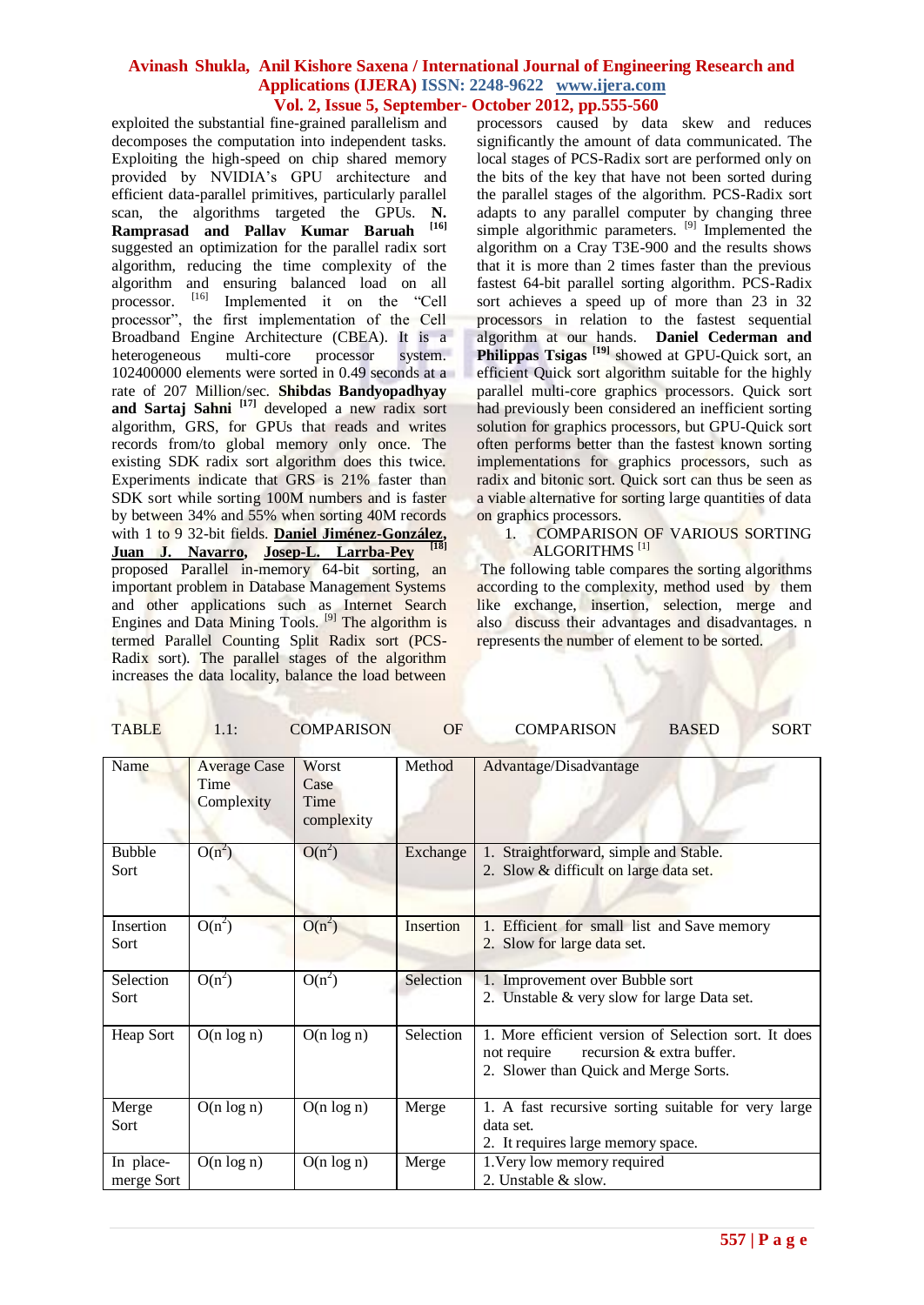exploited the substantial fine-grained parallelism and decomposes the computation into independent tasks. Exploiting the high-speed on chip shared memory provided by NVIDIA's GPU architecture and efficient data-parallel primitives, particularly parallel scan, the algorithms targeted the GPUs. **N. Ramprasad and Pallav Kumar Baruah** [16] suggested an optimization for the parallel radix sort algorithm, reducing the time complexity of the algorithm and ensuring balanced load on all processor. [16] Implemented it on the "Cell processor", the first implementation of the Cell Broadband Engine Architecture (CBEA). It is a heterogeneous multi-core processor system. 102400000 elements were sorted in 0.49 seconds at a rate of 207 Million/sec. **Shibdas Bandyopadhyay and Sartaj Sahni** [17] developed a new radix sort algorithm, GRS, for GPUs that reads and writes records from/to global memory only once. The existing SDK radix sort algorithm does this twice. Experiments indicate that GRS is 21% faster than SDK sort while sorting 100M numbers and is faster by between 34% and 55% when sorting 40M records with 1 to 9 32-bit fields. **Daniel Jiménez-González, Juan J. Navarro, Josep-L. Larrba-Pey** [18] proposed Parallel in-memory 64-bit sorting, an important problem in Database Management Systems and other applications such as Internet Search Engines and Data Mining Tools. [9] The algorithm is termed Parallel Counting Split Radix sort (PCS-Radix sort). The parallel stages of the algorithm increases the data locality, balance the load between processors caused by data skew and reduces significantly the amount of data communicated. The local stages of PCS-Radix sort are performed only on the bits of the key that have not been sorted during the parallel stages of the algorithm. PCS-Radix sort adapts to any parallel computer by changing three simple algorithmic parameters. [9] Implemented the algorithm on a Cray T3E-900 and the results shows that it is more than 2 times faster than the previous fastest 64-bit parallel sorting algorithm. PCS-Radix sort achieves a speed up of more than 23 in 32 processors in relation to the fastest sequential algorithm at our hands. **Daniel Cederman and Philippas Tsigas** [19] showed at GPU-Quick sort, an efficient Quick sort algorithm suitable for the highly parallel multi-core graphics processors. Quick sort had previously been considered an inefficient sorting solution for graphics processors, but GPU-Quick sort often performs better than the fastest known sorting implementations for graphics processors, such as radix and bitonic sort. Quick sort can thus be seen as a viable alternative for sorting large quantities of data on graphics processors.

1. COMPARISON OF VARIOUS SORTING ALGORITHMS [1]

The following table compares the sorting algorithms according to the complexity, method used by them like exchange, insertion, selection, merge and also discuss their advantages and disadvantages. n represents the number of element to be sorted.

TABLE 1.1: COMPARISON OF COMPARISON BASED SORT

| Name | Average Case Time Complexity | Worst Case Time complexity | Method | Advantage/Disadvantage |
|---|---|---|---|---|
| Bubble Sort | $O(n^2)$ | $O(n^2)$ | Exchange | 1. Straightforward, simple and Stable. 2. Slow & difficult on large data set. |
| Insertion Sort | $O(n^2)$ | $O(n^2)$ | Insertion | 1. Efficient for small list and Save memory 2. Slow for large data set. |
| Selection Sort | $O(n^2)$ | $O(n^2)$ | Selection | 1. Improvement over Bubble sort 2. Unstable & very slow for large Data set. |
| Heap Sort | O(n log n) | O(n log n) | Selection | 1. More efficient version of Selection sort. It does not require recursion & extra buffer. 2. Slower than Quick and Merge Sorts. |
| Merge Sort | O(n log n) | O(n log n) | Merge | 1. A fast recursive sorting suitable for very large data set. 2. It requires large memory space. |
| In place-merge Sort | O(n log n) | O(n log n) | Merge | 1.Very low memory required 2. Unstable & slow. |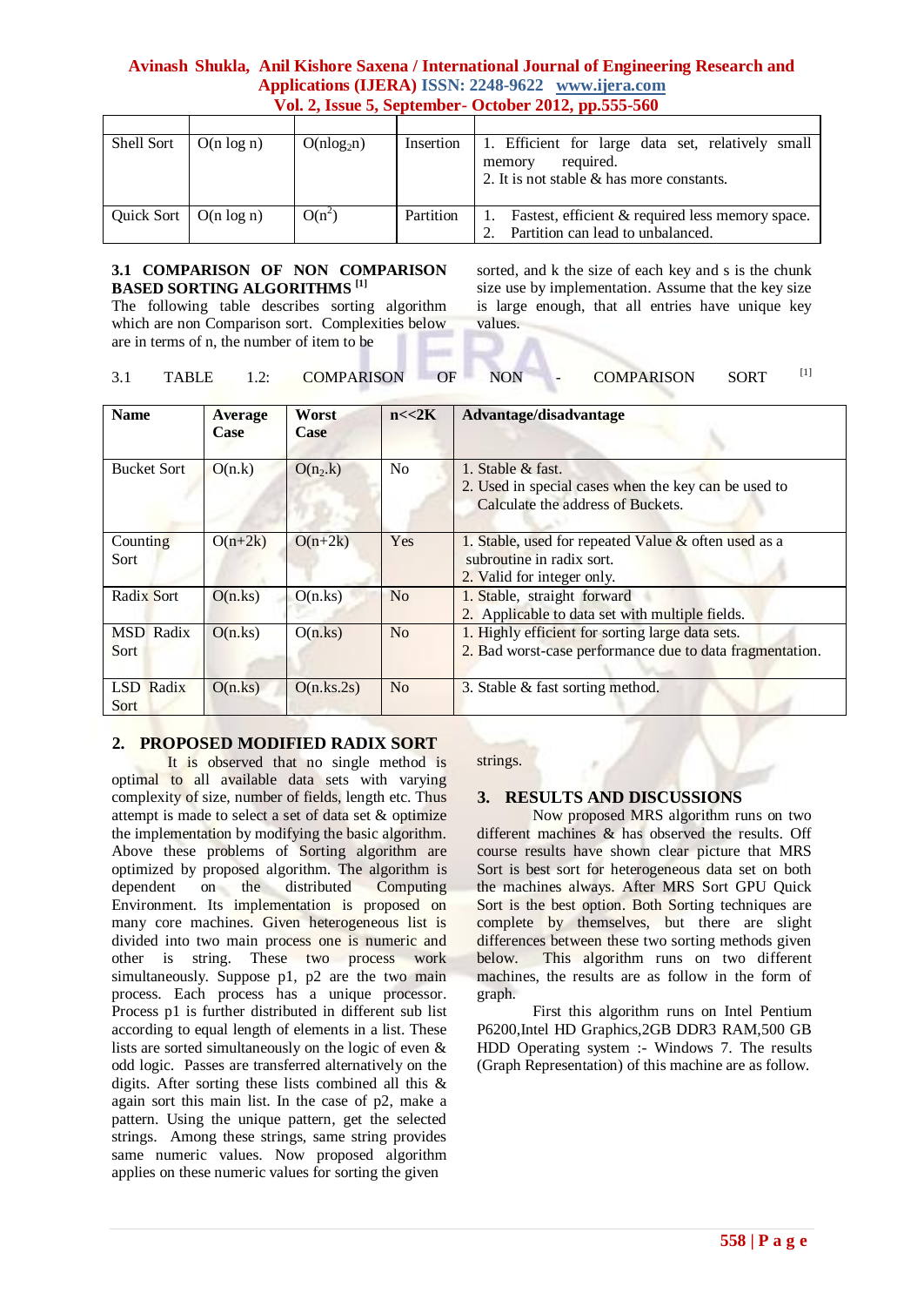| | | | | |
|---|---|---|---|---|
| Shell Sort | O(n log n) | $O(n\log_2 n)$ | Insertion | 1. Efficient for large data set, relatively small memory required.<br>2. It is not stable & has more constants. |
| Quick Sort | O(n log n) | $O(n^2)$ | Partition | 1. Fastest, efficient & required less memory space.<br>2. Partition can lead to unbalanced. |

### 3.1 COMPARISON OF NON COMPARISON BASED SORTING ALGORITHMS [1]

The following table describes sorting algorithm which are non Comparison sort. Complexities below are in terms of n, the number of item to be sorted, and k the size of each key and s is the chunk size use by implementation. Assume that the key size is large enough, that all entries have unique key values.

3.1 TABLE 1.2: COMPARISON OF NON - COMPARISON SORT [1]

| Name | Average Case | Worst Case | n<<2K | Advantage/disadvantage |
|---|---|---|---|---|
| Bucket Sort | O(n.k) | $O(n_2.k)$ | No | 1. Stable & fast.<br>2. Used in special cases when the key can be used to Calculate the address of Buckets. |
| Counting Sort | O(n+2k) | O(n+2k) | Yes | 1. Stable, used for repeated Value & often used as a subroutine in radix sort.<br>2. Valid for integer only. |
| Radix Sort | O(n.ks) | O(n.ks) | No | 1. Stable, straight forward<br>2. Applicable to data set with multiple fields. |
| MSD Radix Sort | O(n.ks) | O(n.ks) | No | 1. Highly efficient for sorting large data sets.<br>2. Bad worst-case performance due to data fragmentation. |
| LSD Radix Sort | O(n.ks) | O(n.ks.2s) | No | 3. Stable & fast sorting method. |

## 2. PROPOSED MODIFIED RADIX SORT

It is observed that no single method is optimal to all available data sets with varying complexity of size, number of fields, length etc. Thus attempt is made to select a set of data set & optimize the implementation by modifying the basic algorithm. Above these problems of Sorting algorithm are optimized by proposed algorithm. The algorithm is dependent on the distributed Computing Environment. Its implementation is proposed on many core machines. Given heterogeneous list is divided into two main process one is numeric and other is string. These two process work simultaneously. Suppose p1, p2 are the two main process. Each process has a unique processor. Process p1 is further distributed in different sub list according to equal length of elements in a list. These lists are sorted simultaneously on the logic of even & odd logic. Passes are transferred alternatively on the digits. After sorting these lists combined all this & again sort this main list. In the case of p2, make a pattern. Using the unique pattern, get the selected strings. Among these strings, same string provides same numeric values. Now proposed algorithm applies on these numeric values for sorting the given strings.

## 3. RESULTS AND DISCUSSIONS

Now proposed MRS algorithm runs on two different machines & has observed the results. Off course results have shown clear picture that MRS Sort is best sort for heterogeneous data set on both the machines always. After MRS Sort GPU Quick Sort is the best option. Both Sorting techniques are complete by themselves, but there are slight differences between these two sorting methods given below. This algorithm runs on two different machines, the results are as follow in the form of graph.

First this algorithm runs on Intel Pentium P6200,Intel HD Graphics,2GB DDR3 RAM,500 GB HDD Operating system :- Windows 7. The results (Graph Representation) of this machine are as follow.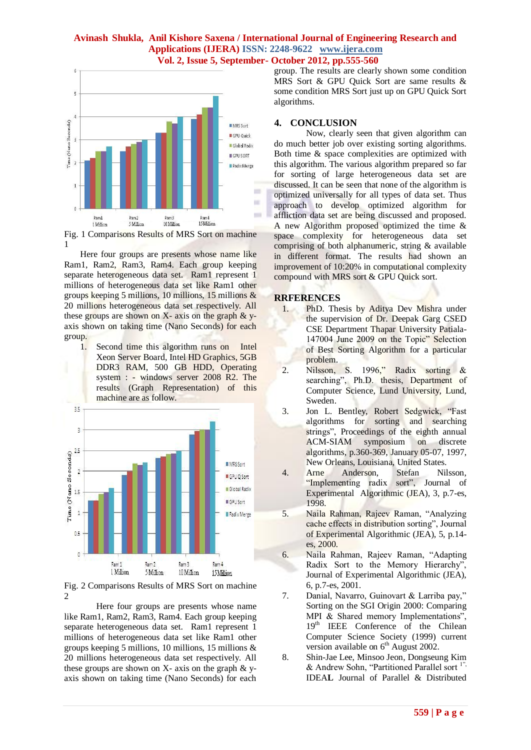Fig. 1 Comparisons Results of MRS Sort on machine 1

Here four groups are presents whose name like Ram1, Ram2, Ram3, Ram4. Each group keeping separate heterogeneous data set. Ram1 represent 1 millions of heterogeneous data set like Ram1 other groups keeping 5 millions, 10 millions, 15 millions & 20 millions heterogeneous data set respectively. All these groups are shown on X- axis on the graph & y-axis shown on taking time (Nano Seconds) for each group.

1. Second time this algorithm runs on Intel Xeon Server Board, Intel HD Graphics, 5GB DDR3 RAM, 500 GB HDD, Operating system : - windows server 2008 R2. The results (Graph Representation) of this machine are as follow.

Fig. 2 Comparisons Results of MRS Sort on machine 2

Here four groups are presents whose name like Ram1, Ram2, Ram3, Ram4. Each group keeping separate heterogeneous data set. Ram1 represent 1 millions of heterogeneous data set like Ram1 other groups keeping 5 millions, 10 millions, 15 millions & 20 millions heterogeneous data set respectively. All these groups are shown on X- axis on the graph & y-axis shown on taking time (Nano Seconds) for each group. The results are clearly shown some condition MRS Sort & GPU Quick Sort are same results & some condition MRS Sort just up on GPU Quick Sort algorithms.

## 4. CONCLUSION

Now, clearly seen that given algorithm can do much better job over existing sorting algorithms. Both time & space complexities are optimized with this algorithm. The various algorithm prepared so far for sorting of large heterogeneous data set are discussed. It can be seen that none of the algorithm is optimized universally for all types of data set. Thus approach to develop optimized algorithm for affliction data set are being discussed and proposed. A new Algorithm proposed optimized the time & space complexity for heterogeneous data set comprising of both alphanumeric, string & available in different format. The results had shown an improvement of 10:20% in computational complexity compound with MRS sort & GPU Quick sort.

## RRFERENCES

1. PhD. Thesis by Aditya Dev Mishra under the supervision of Dr. Deepak Garg CSED CSE Department Thapar University Patiala-147004 June 2009 on the Topic" Selection of Best Sorting Algorithm for a particular problem.
2. Nilsson, S. 1996," Radix sorting & searching", Ph.D. thesis, Department of Computer Science, Lund University, Lund, Sweden.
3. Jon L. Bentley, Robert Sedgwick, "Fast algorithms for sorting and searching strings", Proceedings of the eighth annual ACM-SIAM symposium on discrete algorithms, p.360-369, January 05-07, 1997, New Orleans, Louisiana, United States.
4. Arne Anderson, Stefan Nilsson, "Implementing radix sort", Journal of Experimental Algorithmic (JEA), 3, p.7-es, 1998.
5. Naila Rahman, Rajeev Raman, "Analyzing cache effects in distribution sorting", Journal of Experimental Algorithmic (JEA), 5, p.14-es, 2000.
6. Naila Rahman, Rajeev Raman, "Adapting Radix Sort to the Memory Hierarchy", Journal of Experimental Algorithmic (JEA), 6, p.7-es, 2001.
7. Danial, Navarro, Guinovart & Larriba pay," Sorting on the SGI Origin 2000: Comparing MPI & Shared memory Implementations", 19th IEEE Conference of the Chilean Computer Science Society (1999) current version available on 6th August 2002.
8. Shin-Jae Lee, Minsoo Jeon, Dongseung Kim & Andrew Sohn, "Partitioned Parallel sort [1]", IDEAL Journal of Parallel & Distributed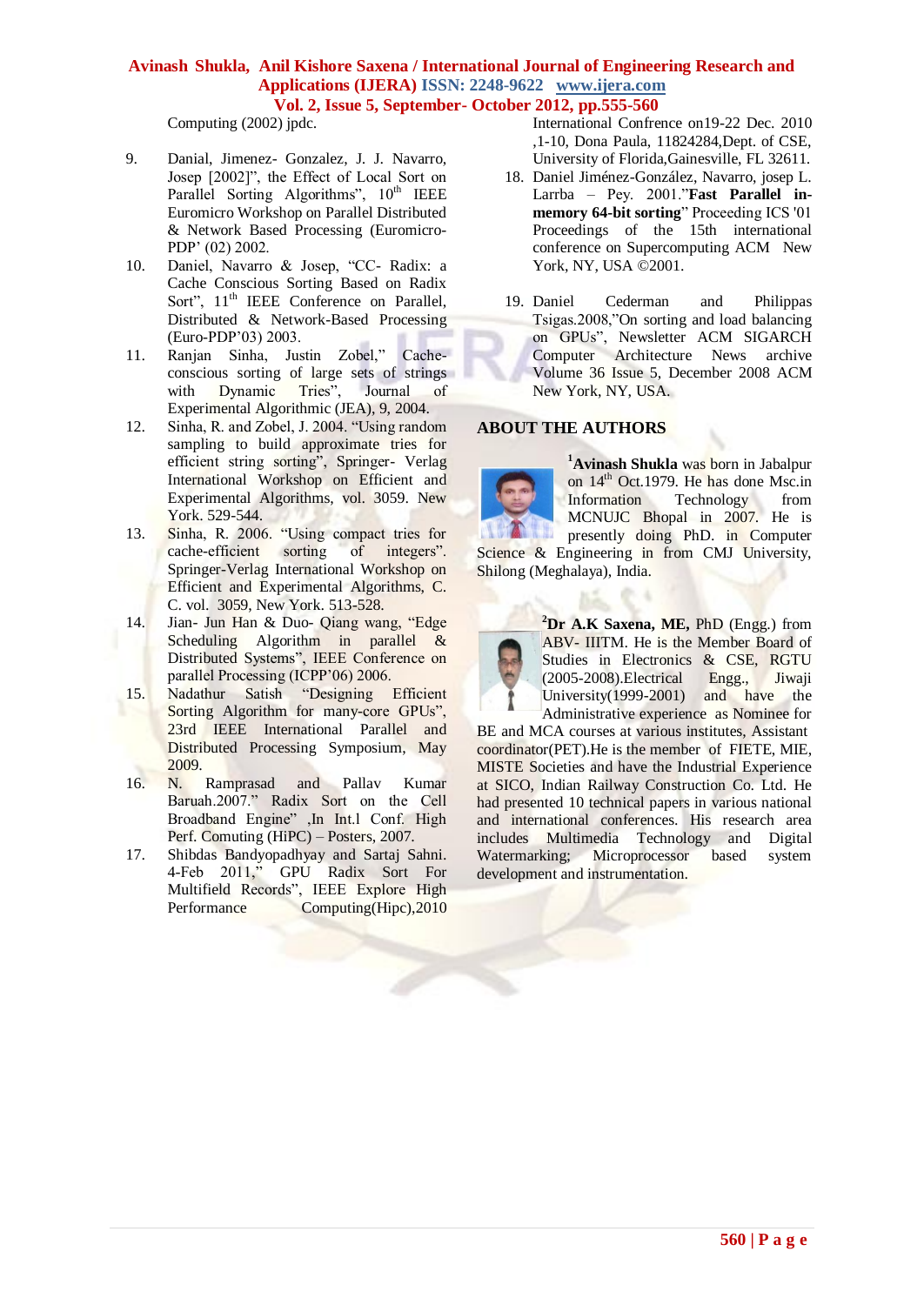Computing (2002) jpdc.

9. Danial, Jimenez- Gonzalez, J. J. Navarro, Josep [2002]", the Effect of Local Sort on Parallel Sorting Algorithms", 10th IEEE Euromicro Workshop on Parallel Distributed & Network Based Processing (Euromicro-PDP' (02) 2002.
10. Daniel, Navarro & Josep, "CC- Radix: a Cache Conscious Sorting Based on Radix Sort", 11th IEEE Conference on Parallel, Distributed & Network-Based Processing (Euro-PDP'03) 2003.
11. Ranjan Sinha, Justin Zobel," Cache-conscious sorting of large sets of strings with Dynamic Tries", Journal of Experimental Algorithmic (JEA), 9, 2004.
12. Sinha, R. and Zobel, J. 2004. "Using random sampling to build approximate tries for efficient string sorting", Springer- Verlag International Workshop on Efficient and Experimental Algorithms, vol. 3059. New York. 529-544.
13. Sinha, R. 2006. "Using compact tries for cache-efficient sorting of integers". Springer-Verlag International Workshop on Efficient and Experimental Algorithms, C. C. vol. 3059, New York. 513-528.
14. Jian- Jun Han & Duo- Qiang wang, "Edge Scheduling Algorithm in parallel & Distributed Systems", IEEE Conference on parallel Processing (ICPP'06) 2006.
15. Nadathur Satish "Designing Efficient Sorting Algorithm for many-core GPUs", 23rd IEEE International Parallel and Distributed Processing Symposium, May 2009.
16. N. Ramprasad and Pallav Kumar Baruah.2007." Radix Sort on the Cell Broadband Engine" ,In Int.l Conf. High Perf. Comuting (HiPC) – Posters, 2007.
17. Shibdas Bandyopadhyay and Sartaj Sahni. 4-Feb 2011," GPU Radix Sort For Multifield Records", IEEE Explore High Performance Computing(Hipc),2010 International Confrence on19-22 Dec. 2010 ,1-10, Dona Paula, 11824284,Dept. of CSE, University of Florida,Gainesville, FL 32611.
18. Daniel Jiménez-González, Navarro, josep L. Larrba – Pey. 2001."**Fast Parallel in-memory 64-bit sorting**" Proceeding ICS '01 Proceedings of the 15th international conference on Supercomputing ACM New York, NY, USA ©2001.
19. Daniel Cederman and Philippas Tsigas.2008,"On sorting and load balancing on GPUs", Newsletter ACM SIGARCH Computer Architecture News archive Volume 36 Issue 5, December 2008 ACM New York, NY, USA.

## ABOUT THE AUTHORS

[1]**Avinash Shukla** was born in Jabalpur on 14th Oct.1979. He has done Msc.in Information Technology from MCNUJC Bhopal in 2007. He is presently doing PhD. in Computer Science & Engineering in from CMJ University, Shilong (Meghalaya), India.

[2]**Dr A.K Saxena, ME,** PhD (Engg.) from ABV- IIITM. He is the Member Board of Studies in Electronics & CSE, RGTU (2005-2008).Electrical Engg., Jiwaji University(1999-2001) and have the Administrative experience as Nominee for BE and MCA courses at various institutes, Assistant coordinator(PET).He is the member of FIETE, MIE, MISTE Societies and have the Industrial Experience at SICO, Indian Railway Construction Co. Ltd. He had presented 10 technical papers in various national and international conferences. His research area includes Multimedia Technology and Digital Watermarking; Microprocessor based system development and instrumentation.